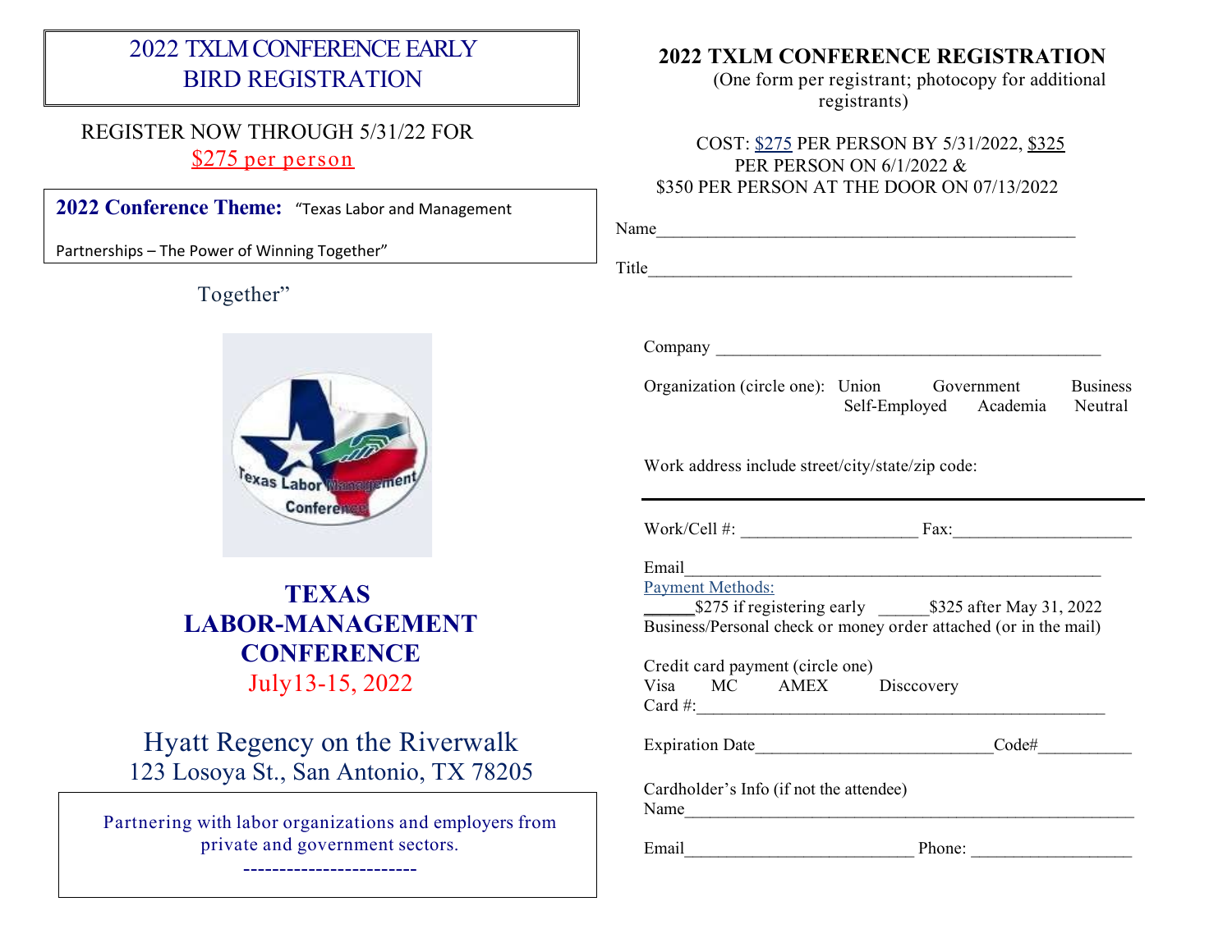# 2022 TXLM CONFERENCE EARLY BIRD REGISTRATION

REGISTER NOW THROUGH 5/31/22 FOR
$275 per person

**2022 Conference Theme:** "Texas Labor and Management Partnerships – The Power of Winning Together"

Together"

Texas Labor Management Conference

# TEXAS LABOR-MANAGEMENT CONFERENCE

July13-15, 2022

## Hyatt Regency on the Riverwalk

123 Losoya St., San Antonio, TX 78205

Partnering with labor organizations and employers from private and government sectors.

------------------------

## 2022 TXLM CONFERENCE REGISTRATION

(One form per registrant; photocopy for additional registrants)

COST: $275 PER PERSON BY 5/31/2022, $325 PER PERSON ON 6/1/2022 & $350 PER PERSON AT THE DOOR ON 07/13/2022

Name_______________________________________________

Title_______________________________________________

Company ___________________________________________

Organization (circle one): Union  Government  Business  Self-Employed  Academia  Neutral

Work address include street/city/state/zip code:

---

Work/Cell #: ____________________ Fax:____________________

Email______________________________________________

Payment Methods:

______$275 if registering early ______$325 after May 31, 2022

Business/Personal check or money order attached (or in the mail)

Credit card payment (circle one)

Visa  MC  AMEX  Disccovery

Card #:_____________________________________________

Expiration Date___________________________Code#__________

Cardholder's Info (if not the attendee)

Name_______________________________________________

Email__________________________ Phone: __________________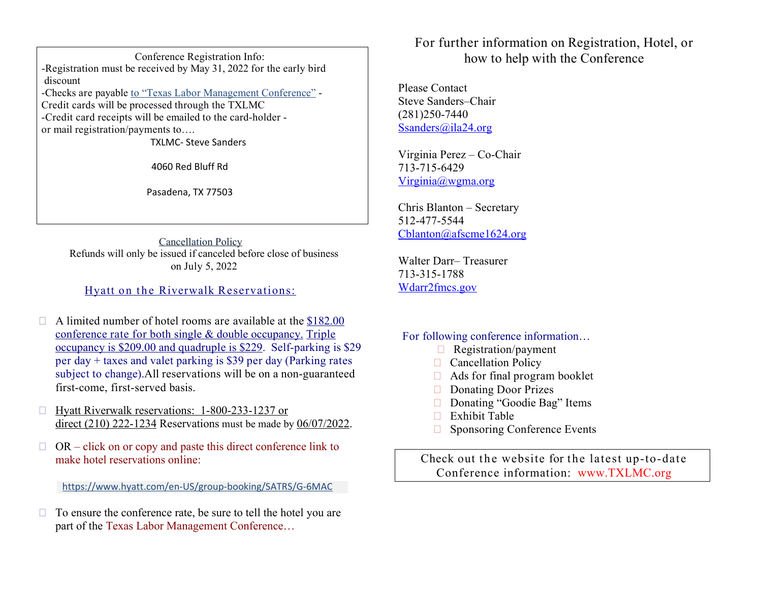Conference Registration Info:

- Registration must be received by May 31, 2022 for the early bird discount
- Checks are payable to "Texas Labor Management Conference" - Credit cards will be processed through the TXLMC
- Credit card receipts will be emailed to the card-holder - or mail registration/payments to….

TXLMC- Steve Sanders

4060 Red Bluff Rd

Pasadena, TX 77503

Cancellation Policy

Refunds will only be issued if canceled before close of business on July 5, 2022

## Hyatt on the Riverwalk Reservations:

- A limited number of hotel rooms are available at the $182.00 conference rate for both single & double occupancy. Triple occupancy is $209.00 and quadruple is $229. Self-parking is $29 per day + taxes and valet parking is $39 per day (Parking rates subject to change).All reservations will be on a non-guaranteed first-come, first-served basis.
- Hyatt Riverwalk reservations: 1-800-233-1237 or direct (210) 222-1234 Reservations must be made by 06/07/2022.
- OR – click on or copy and paste this direct conference link to make hotel reservations online:

  https://www.hyatt.com/en-US/group-booking/SATRS/G-6MAC

- To ensure the conference rate, be sure to tell the hotel you are part of the Texas Labor Management Conference…

## For further information on Registration, Hotel, or how to help with the Conference

Please Contact

Steve Sanders–Chair
(281)250-7440
Ssanders@ila24.org

Virginia Perez – Co-Chair
713-715-6429
Virginia@wgma.org

Chris Blanton – Secretary
512-477-5544
Cblanton@afscme1624.org

Walter Darr– Treasurer
713-315-1788
Wdarr2fmcs.gov

For following conference information…

- Registration/payment
- Cancellation Policy
- Ads for final program booklet
- Donating Door Prizes
- Donating "Goodie Bag" Items
- Exhibit Table
- Sponsoring Conference Events

Check out the website for the latest up-to-date Conference information: www.TXLMC.org